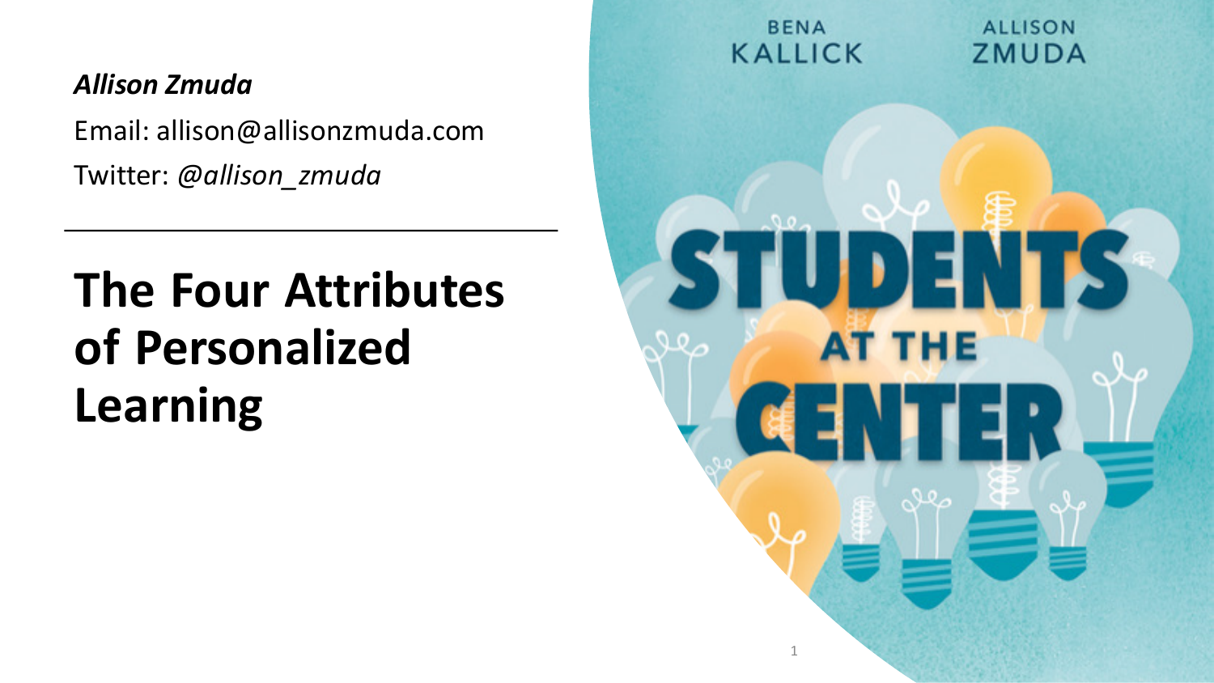***Allison Zmuda***

Email: allison@allisonzmuda.com

Twitter: *@allison_zmuda*

---

# The Four Attributes of Personalized Learning

BENA KALLICK ALLISON ZMUDA

STUDENTS AT THE CENTER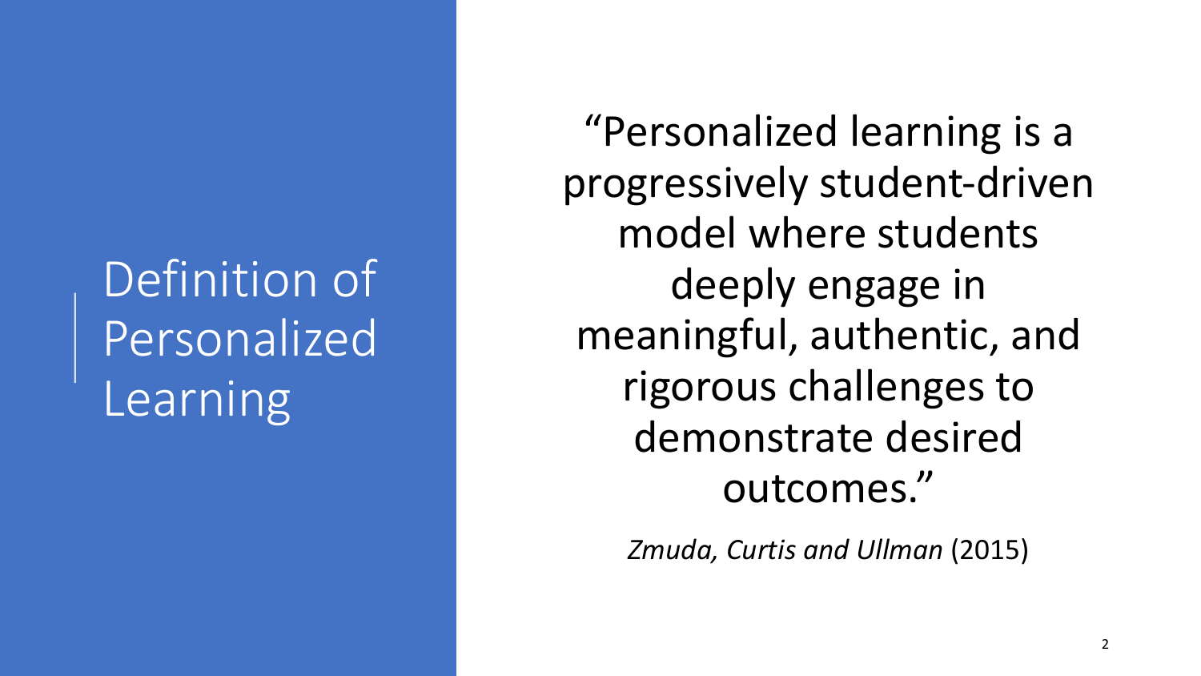# Definition of Personalized Learning

"Personalized learning is a progressively student-driven model where students deeply engage in meaningful, authentic, and rigorous challenges to demonstrate desired outcomes."

*Zmuda, Curtis and Ullman* (2015)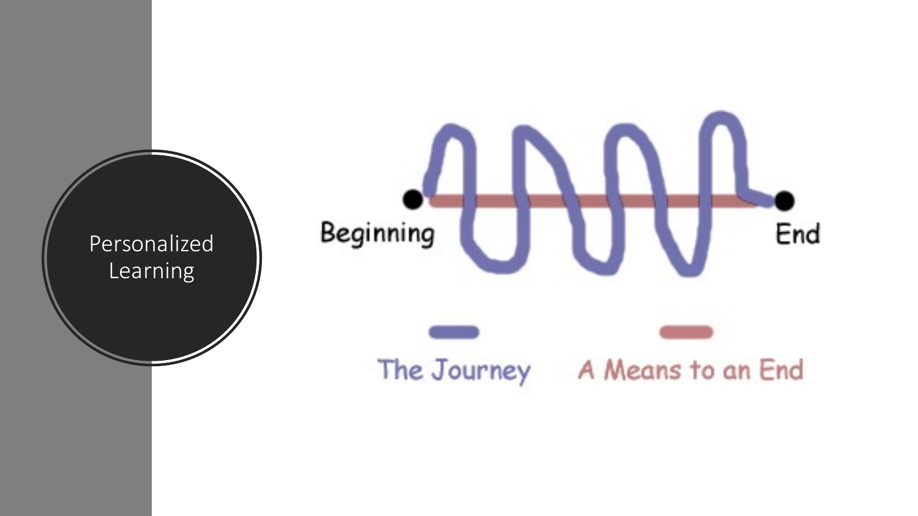# Personalized Learning

Beginning

End

The Journey

A Means to an End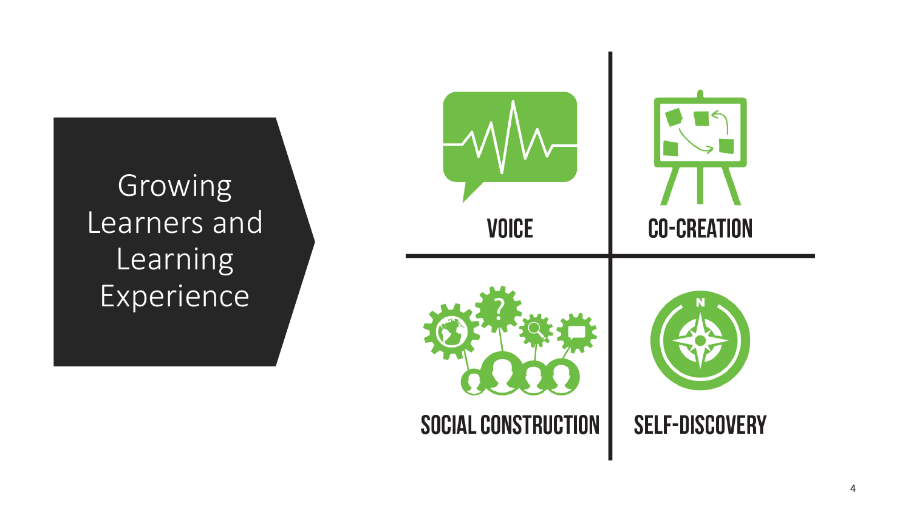# Growing Learners and Learning Experience

- VOICE
- CO-CREATION
- SOCIAL CONSTRUCTION
- SELF-DISCOVERY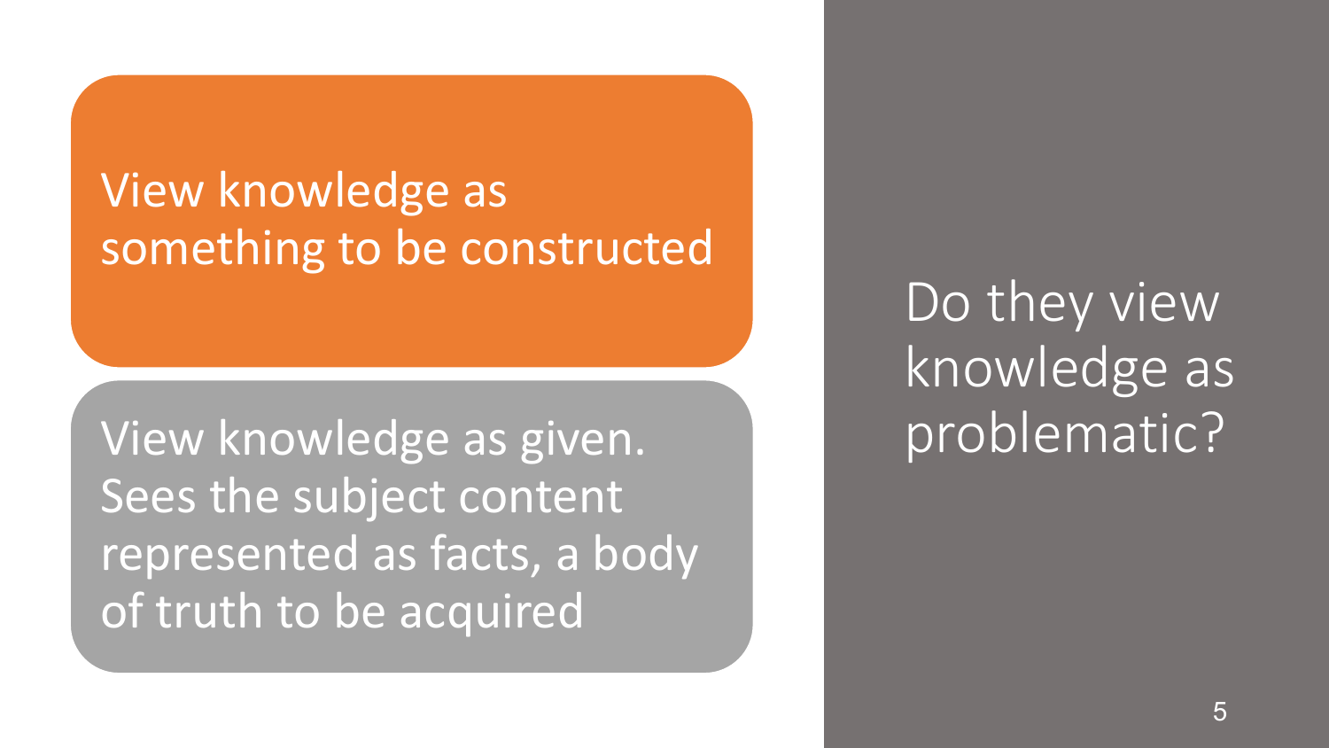View knowledge as something to be constructed

View knowledge as given. Sees the subject content represented as facts, a body of truth to be acquired

Do they view knowledge as problematic?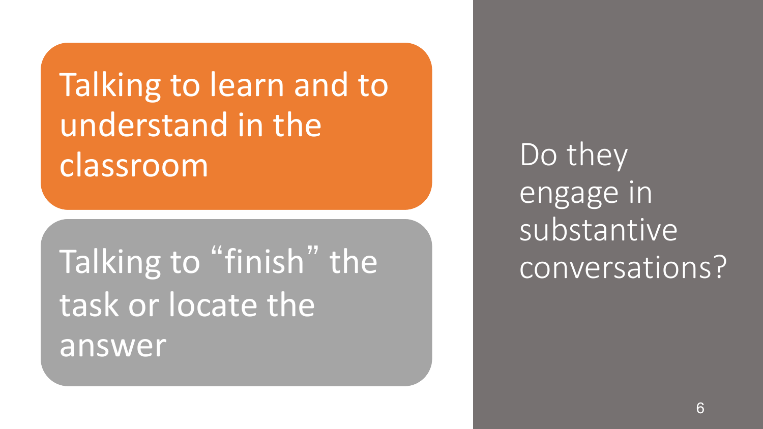Talking to learn and to understand in the classroom

Talking to “finish” the task or locate the answer

Do they engage in substantive conversations?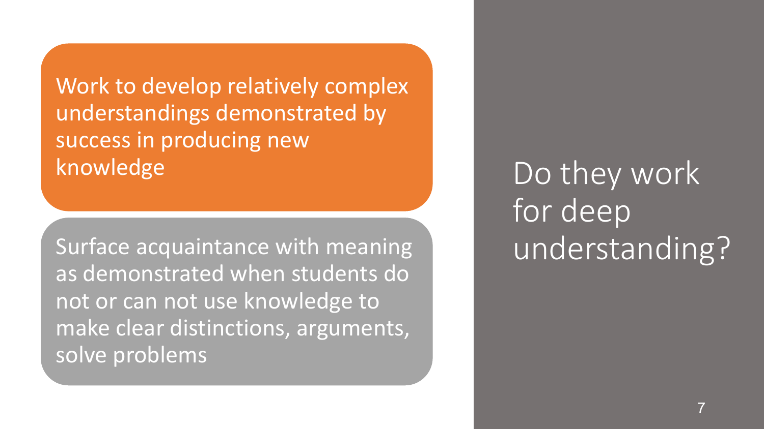Work to develop relatively complex understandings demonstrated by success in producing new knowledge

Surface acquaintance with meaning as demonstrated when students do not or can not use knowledge to make clear distinctions, arguments, solve problems

# Do they work for deep understanding?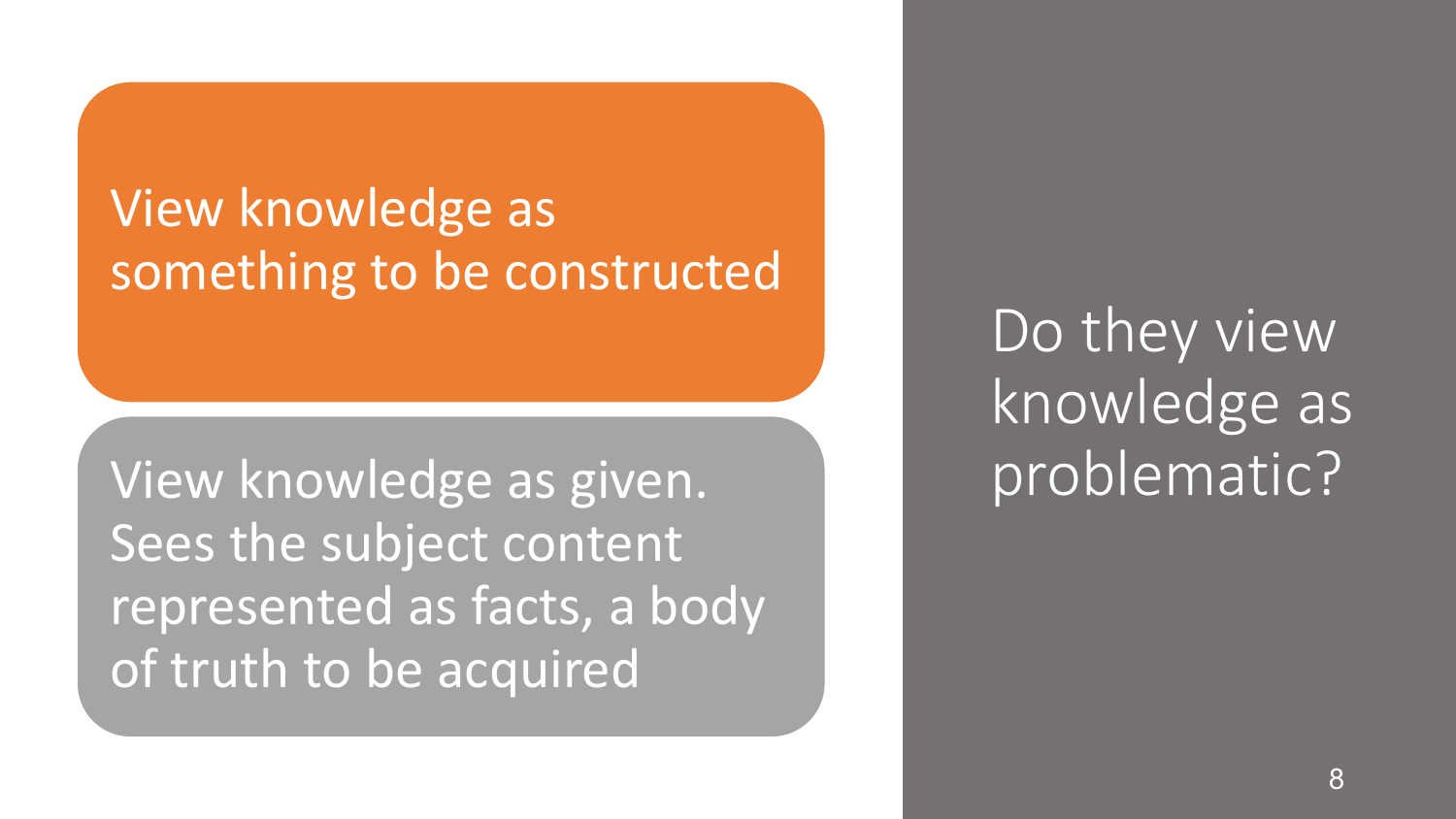View knowledge as something to be constructed

View knowledge as given. Sees the subject content represented as facts, a body of truth to be acquired

Do they view knowledge as problematic?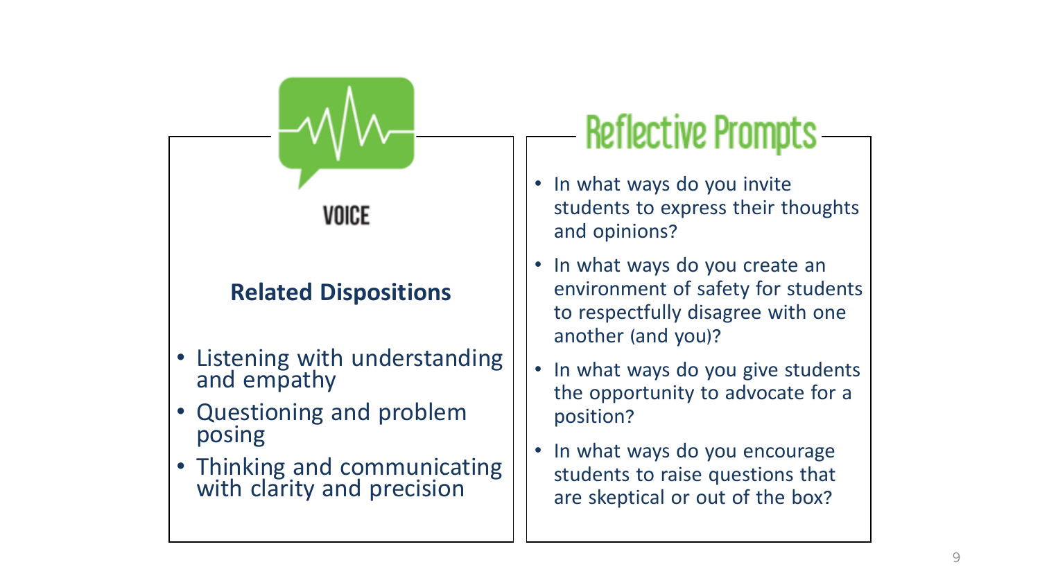## VOICE

### Related Dispositions

- Listening with understanding and empathy
- Questioning and problem posing
- Thinking and communicating with clarity and precision

## Reflective Prompts

- In what ways do you invite students to express their thoughts and opinions?
- In what ways do you create an environment of safety for students to respectfully disagree with one another (and you)?
- In what ways do you give students the opportunity to advocate for a position?
- In what ways do you encourage students to raise questions that are skeptical or out of the box?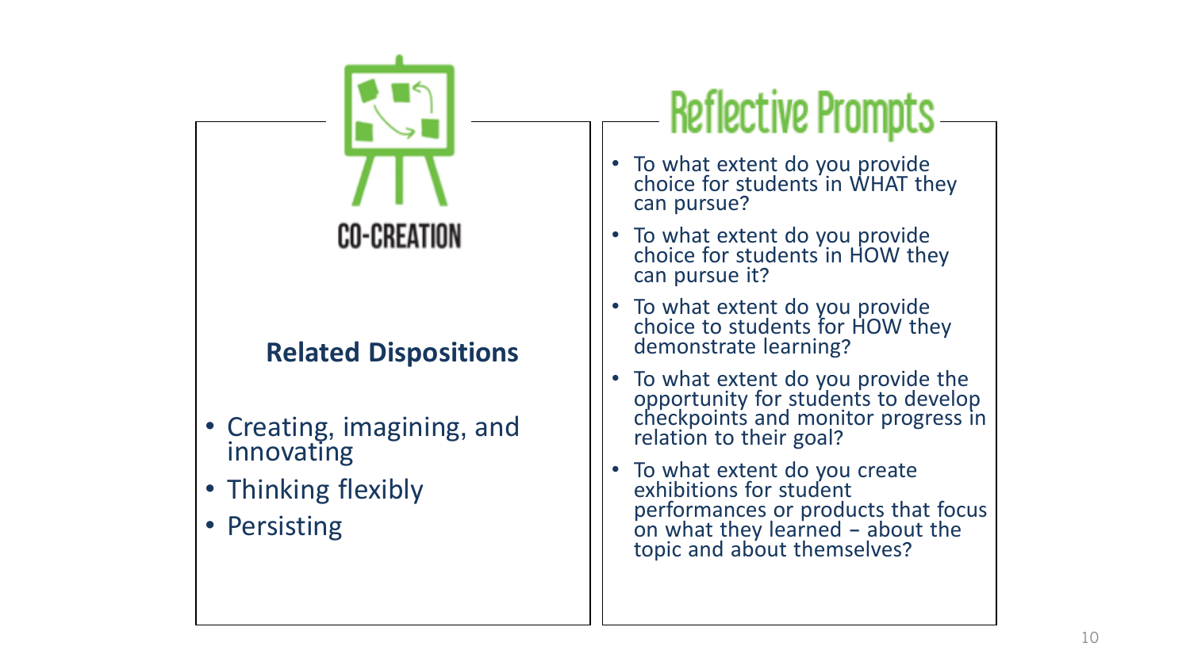CO-CREATION

**Related Dispositions**

- Creating, imagining, and innovating
- Thinking flexibly
- Persisting

## Reflective Prompts

- To what extent do you provide choice for students in WHAT they can pursue?
- To what extent do you provide choice for students in HOW they can pursue it?
- To what extent do you provide choice to students for HOW they demonstrate learning?
- To what extent do you provide the opportunity for students to develop checkpoints and monitor progress in relation to their goal?
- To what extent do you create exhibitions for student performances or products that focus on what they learned – about the topic and about themselves?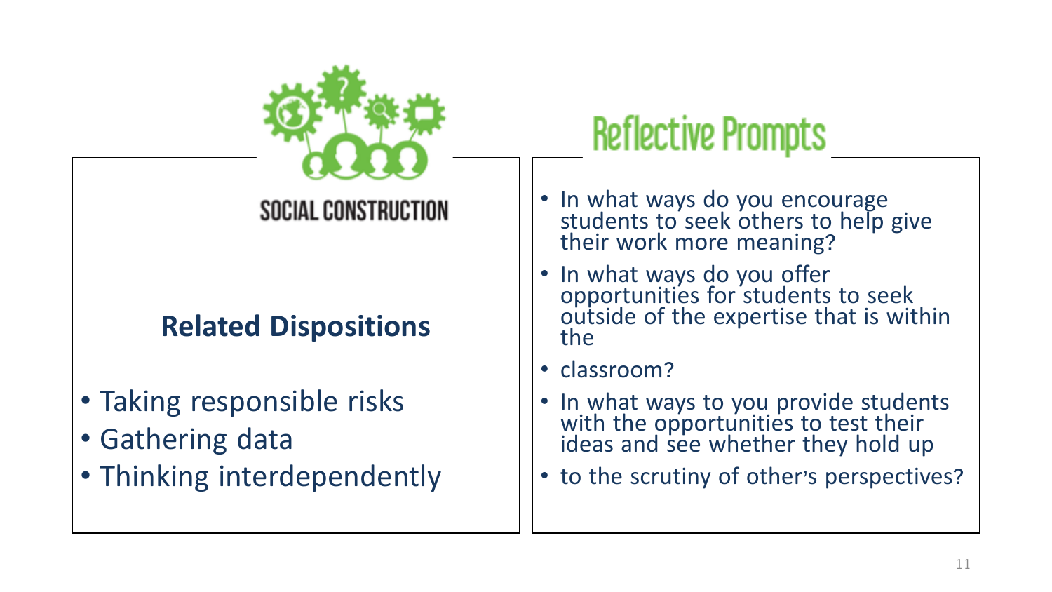## SOCIAL CONSTRUCTION

### Related Dispositions

- Taking responsible risks
- Gathering data
- Thinking interdependently

## Reflective Prompts

- In what ways do you encourage students to seek others to help give their work more meaning?
- In what ways do you offer opportunities for students to seek outside of the expertise that is within the
- classroom?
- In what ways to you provide students with the opportunities to test their ideas and see whether they hold up
- to the scrutiny of other's perspectives?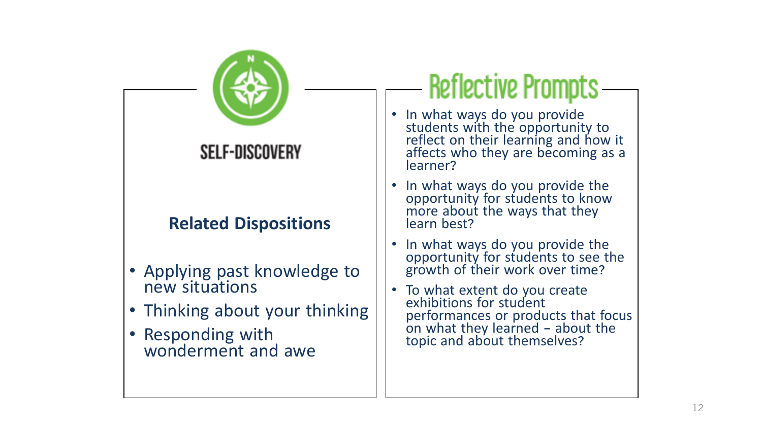## SELF-DISCOVERY

### Related Dispositions

- Applying past knowledge to new situations
- Thinking about your thinking
- Responding with wonderment and awe

## Reflective Prompts

- In what ways do you provide students with the opportunity to reflect on their learning and how it affects who they are becoming as a learner?
- In what ways do you provide the opportunity for students to know more about the ways that they learn best?
- In what ways do you provide the opportunity for students to see the growth of their work over time?
- To what extent do you create exhibitions for student performances or products that focus on what they learned – about the topic and about themselves?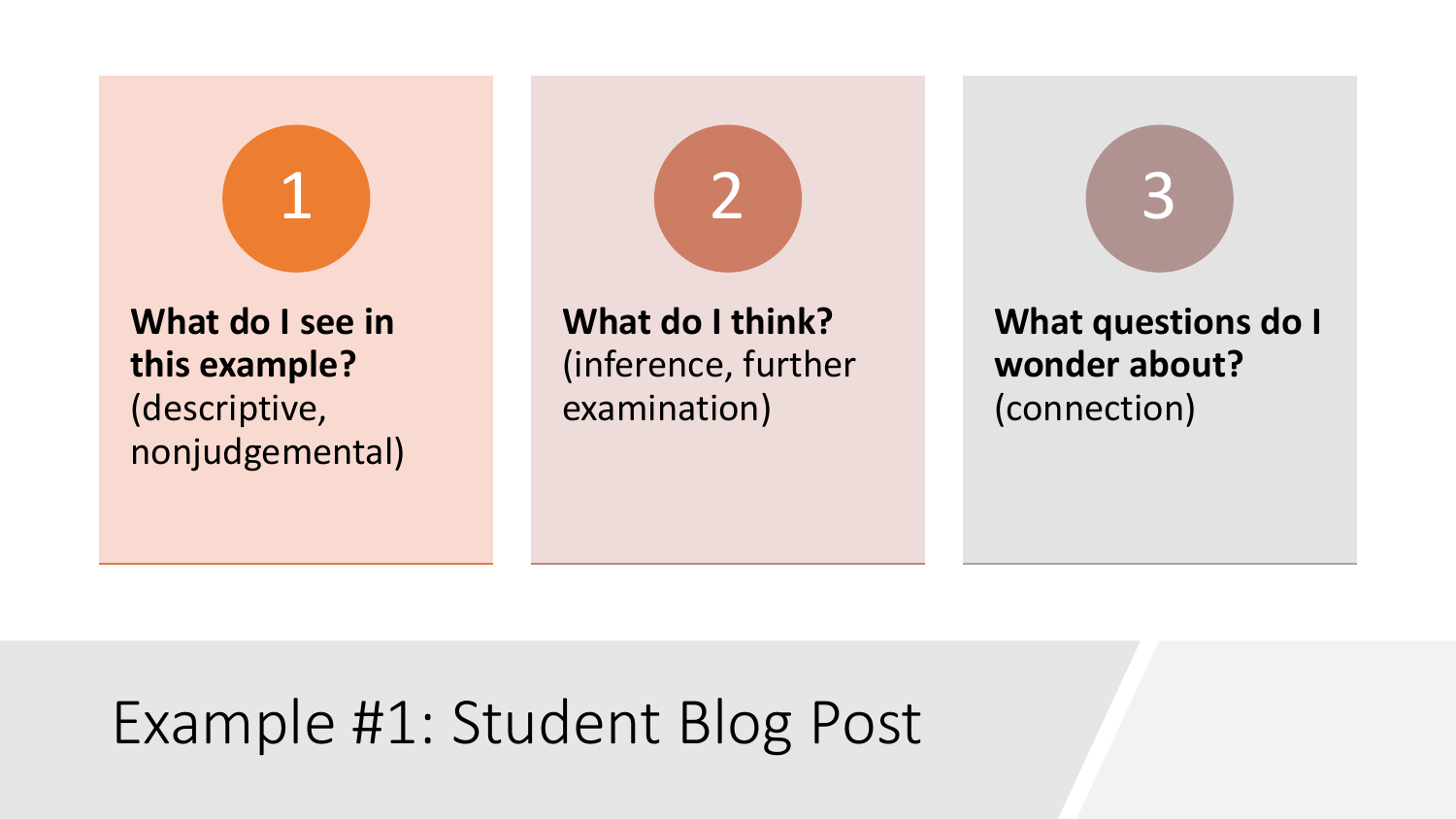1. **What do I see in this example?** (descriptive, nonjudgemental)

2. **What do I think?** (inference, further examination)

3. **What questions do I wonder about?** (connection)

# Example #1: Student Blog Post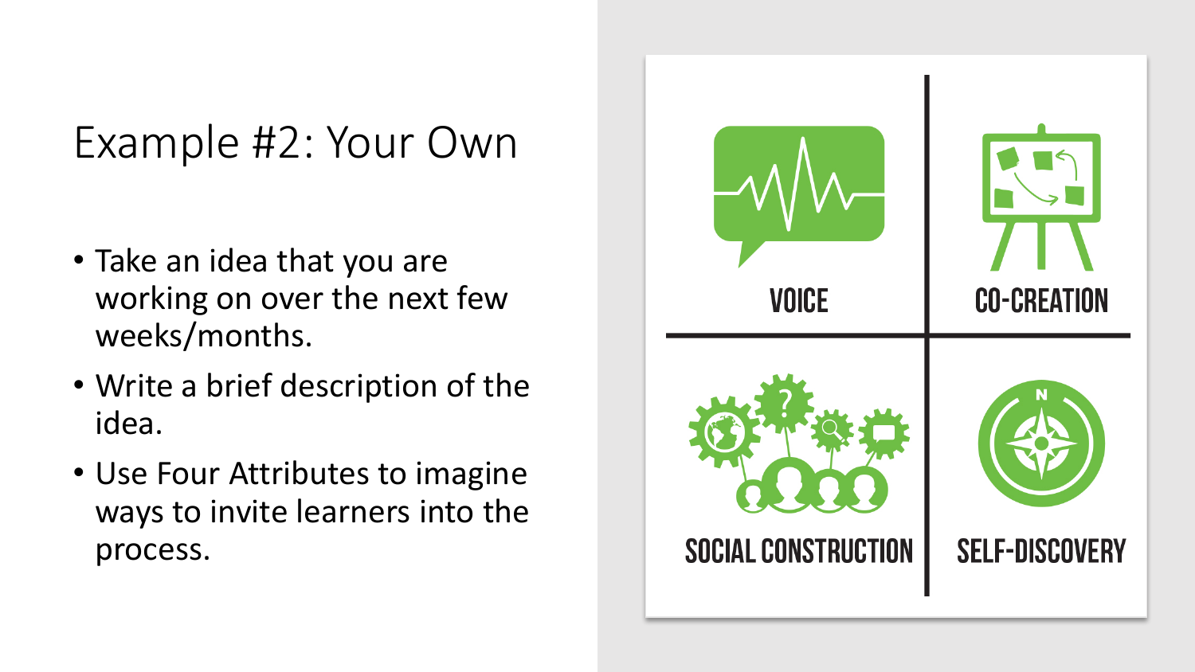# Example #2: Your Own

- Take an idea that you are working on over the next few weeks/months.
- Write a brief description of the idea.
- Use Four Attributes to imagine ways to invite learners into the process.

VOICE

CO-CREATION

SOCIAL CONSTRUCTION

SELF-DISCOVERY